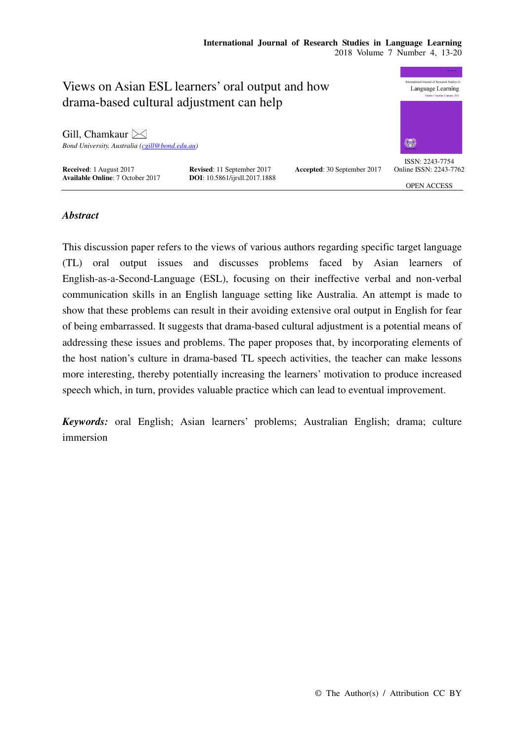# Views on Asian ESL learners' oral output and how drama-based cultural adjustment can help

Gill, Chamkaur

*Bond University, Australia (cgill@bond.edu.au)*

**Received**: 1 August 2017 **Revised**: 11 September 2017 **Accepted**: 30 September 2017
**Available Online**: 7 October 2017 **DOI**: 10.5861/ijrsll.2017.1888

ISSN: 2243-7754
Online ISSN: 2243-7762

OPEN ACCESS

## *Abstract*

This discussion paper refers to the views of various authors regarding specific target language (TL) oral output issues and discusses problems faced by Asian learners of English-as-a-Second-Language (ESL), focusing on their ineffective verbal and non-verbal communication skills in an English language setting like Australia. An attempt is made to show that these problems can result in their avoiding extensive oral output in English for fear of being embarrassed. It suggests that drama-based cultural adjustment is a potential means of addressing these issues and problems. The paper proposes that, by incorporating elements of the host nation's culture in drama-based TL speech activities, the teacher can make lessons more interesting, thereby potentially increasing the learners' motivation to produce increased speech which, in turn, provides valuable practice which can lead to eventual improvement.

***Keywords:*** oral English; Asian learners' problems; Australian English; drama; culture immersion

© The Author(s) / Attribution CC BY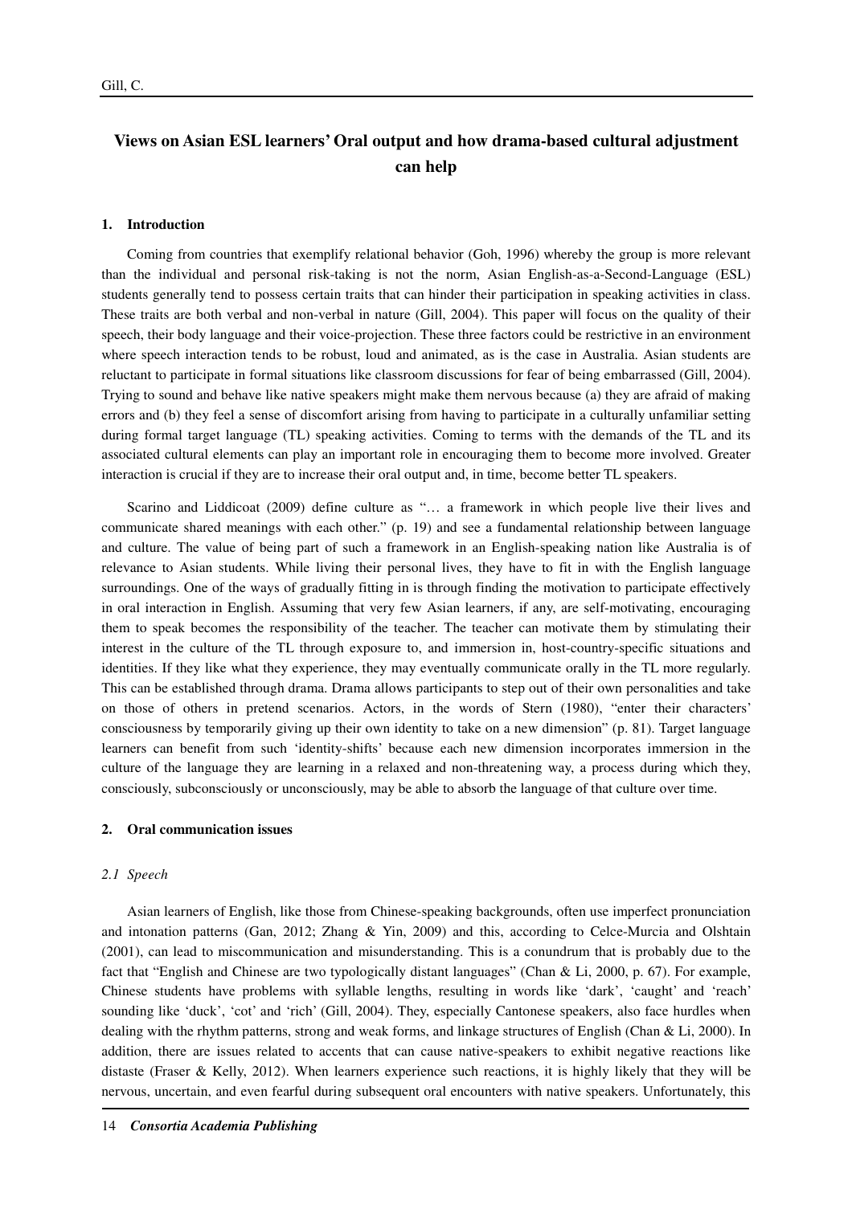# Views on Asian ESL learners' Oral output and how drama-based cultural adjustment can help

## 1. Introduction

Coming from countries that exemplify relational behavior (Goh, 1996) whereby the group is more relevant than the individual and personal risk-taking is not the norm, Asian English-as-a-Second-Language (ESL) students generally tend to possess certain traits that can hinder their participation in speaking activities in class. These traits are both verbal and non-verbal in nature (Gill, 2004). This paper will focus on the quality of their speech, their body language and their voice-projection. These three factors could be restrictive in an environment where speech interaction tends to be robust, loud and animated, as is the case in Australia. Asian students are reluctant to participate in formal situations like classroom discussions for fear of being embarrassed (Gill, 2004). Trying to sound and behave like native speakers might make them nervous because (a) they are afraid of making errors and (b) they feel a sense of discomfort arising from having to participate in a culturally unfamiliar setting during formal target language (TL) speaking activities. Coming to terms with the demands of the TL and its associated cultural elements can play an important role in encouraging them to become more involved. Greater interaction is crucial if they are to increase their oral output and, in time, become better TL speakers.

Scarino and Liddicoat (2009) define culture as "… a framework in which people live their lives and communicate shared meanings with each other." (p. 19) and see a fundamental relationship between language and culture. The value of being part of such a framework in an English-speaking nation like Australia is of relevance to Asian students. While living their personal lives, they have to fit in with the English language surroundings. One of the ways of gradually fitting in is through finding the motivation to participate effectively in oral interaction in English. Assuming that very few Asian learners, if any, are self-motivating, encouraging them to speak becomes the responsibility of the teacher. The teacher can motivate them by stimulating their interest in the culture of the TL through exposure to, and immersion in, host-country-specific situations and identities. If they like what they experience, they may eventually communicate orally in the TL more regularly. This can be established through drama. Drama allows participants to step out of their own personalities and take on those of others in pretend scenarios. Actors, in the words of Stern (1980), "enter their characters' consciousness by temporarily giving up their own identity to take on a new dimension" (p. 81). Target language learners can benefit from such 'identity-shifts' because each new dimension incorporates immersion in the culture of the language they are learning in a relaxed and non-threatening way, a process during which they, consciously, subconsciously or unconsciously, may be able to absorb the language of that culture over time.

## 2. Oral communication issues

### 2.1 Speech

Asian learners of English, like those from Chinese-speaking backgrounds, often use imperfect pronunciation and intonation patterns (Gan, 2012; Zhang & Yin, 2009) and this, according to Celce-Murcia and Olshtain (2001), can lead to miscommunication and misunderstanding. This is a conundrum that is probably due to the fact that "English and Chinese are two typologically distant languages" (Chan & Li, 2000, p. 67). For example, Chinese students have problems with syllable lengths, resulting in words like 'dark', 'caught' and 'reach' sounding like 'duck', 'cot' and 'rich' (Gill, 2004). They, especially Cantonese speakers, also face hurdles when dealing with the rhythm patterns, strong and weak forms, and linkage structures of English (Chan & Li, 2000). In addition, there are issues related to accents that can cause native-speakers to exhibit negative reactions like distaste (Fraser & Kelly, 2012). When learners experience such reactions, it is highly likely that they will be nervous, uncertain, and even fearful during subsequent oral encounters with native speakers. Unfortunately, this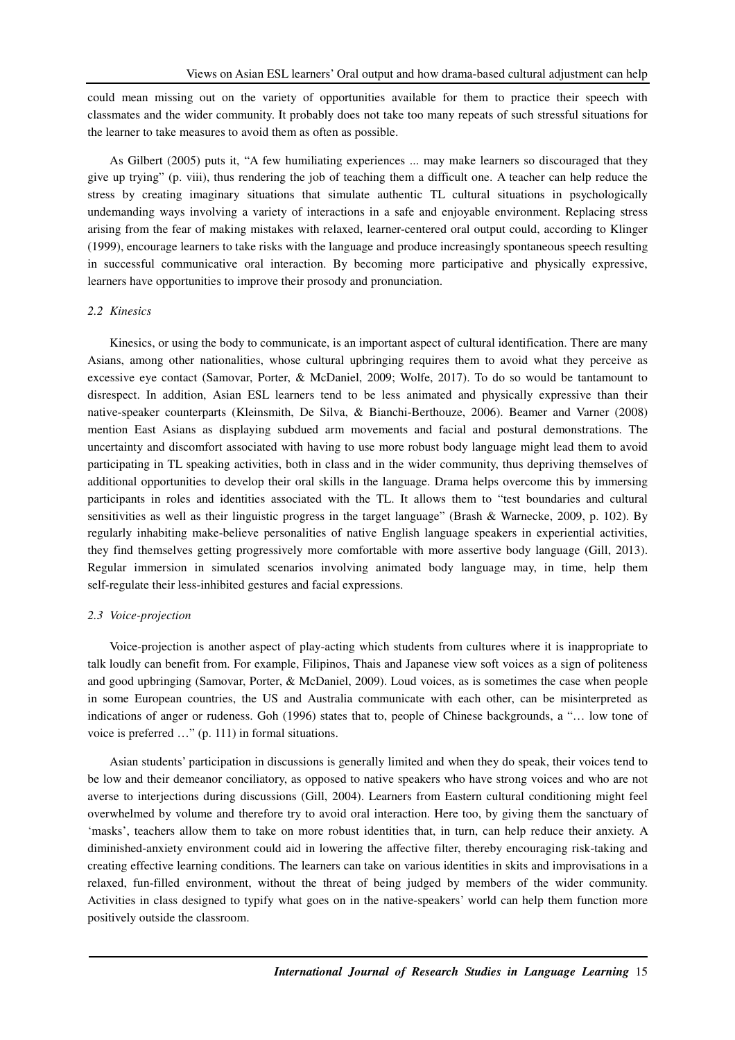could mean missing out on the variety of opportunities available for them to practice their speech with classmates and the wider community. It probably does not take too many repeats of such stressful situations for the learner to take measures to avoid them as often as possible.

As Gilbert (2005) puts it, "A few humiliating experiences ... may make learners so discouraged that they give up trying" (p. viii), thus rendering the job of teaching them a difficult one. A teacher can help reduce the stress by creating imaginary situations that simulate authentic TL cultural situations in psychologically undemanding ways involving a variety of interactions in a safe and enjoyable environment. Replacing stress arising from the fear of making mistakes with relaxed, learner-centered oral output could, according to Klinger (1999), encourage learners to take risks with the language and produce increasingly spontaneous speech resulting in successful communicative oral interaction. By becoming more participative and physically expressive, learners have opportunities to improve their prosody and pronunciation.

### *2.2 Kinesics*

Kinesics, or using the body to communicate, is an important aspect of cultural identification. There are many Asians, among other nationalities, whose cultural upbringing requires them to avoid what they perceive as excessive eye contact (Samovar, Porter, & McDaniel, 2009; Wolfe, 2017). To do so would be tantamount to disrespect. In addition, Asian ESL learners tend to be less animated and physically expressive than their native-speaker counterparts (Kleinsmith, De Silva, & Bianchi-Berthouze, 2006). Beamer and Varner (2008) mention East Asians as displaying subdued arm movements and facial and postural demonstrations. The uncertainty and discomfort associated with having to use more robust body language might lead them to avoid participating in TL speaking activities, both in class and in the wider community, thus depriving themselves of additional opportunities to develop their oral skills in the language. Drama helps overcome this by immersing participants in roles and identities associated with the TL. It allows them to "test boundaries and cultural sensitivities as well as their linguistic progress in the target language" (Brash & Warnecke, 2009, p. 102). By regularly inhabiting make-believe personalities of native English language speakers in experiential activities, they find themselves getting progressively more comfortable with more assertive body language (Gill, 2013). Regular immersion in simulated scenarios involving animated body language may, in time, help them self-regulate their less-inhibited gestures and facial expressions.

### *2.3 Voice-projection*

Voice-projection is another aspect of play-acting which students from cultures where it is inappropriate to talk loudly can benefit from. For example, Filipinos, Thais and Japanese view soft voices as a sign of politeness and good upbringing (Samovar, Porter, & McDaniel, 2009). Loud voices, as is sometimes the case when people in some European countries, the US and Australia communicate with each other, can be misinterpreted as indications of anger or rudeness. Goh (1996) states that to, people of Chinese backgrounds, a "… low tone of voice is preferred …" (p. 111) in formal situations.

Asian students' participation in discussions is generally limited and when they do speak, their voices tend to be low and their demeanor conciliatory, as opposed to native speakers who have strong voices and who are not averse to interjections during discussions (Gill, 2004). Learners from Eastern cultural conditioning might feel overwhelmed by volume and therefore try to avoid oral interaction. Here too, by giving them the sanctuary of 'masks', teachers allow them to take on more robust identities that, in turn, can help reduce their anxiety. A diminished-anxiety environment could aid in lowering the affective filter, thereby encouraging risk-taking and creating effective learning conditions. The learners can take on various identities in skits and improvisations in a relaxed, fun-filled environment, without the threat of being judged by members of the wider community. Activities in class designed to typify what goes on in the native-speakers' world can help them function more positively outside the classroom.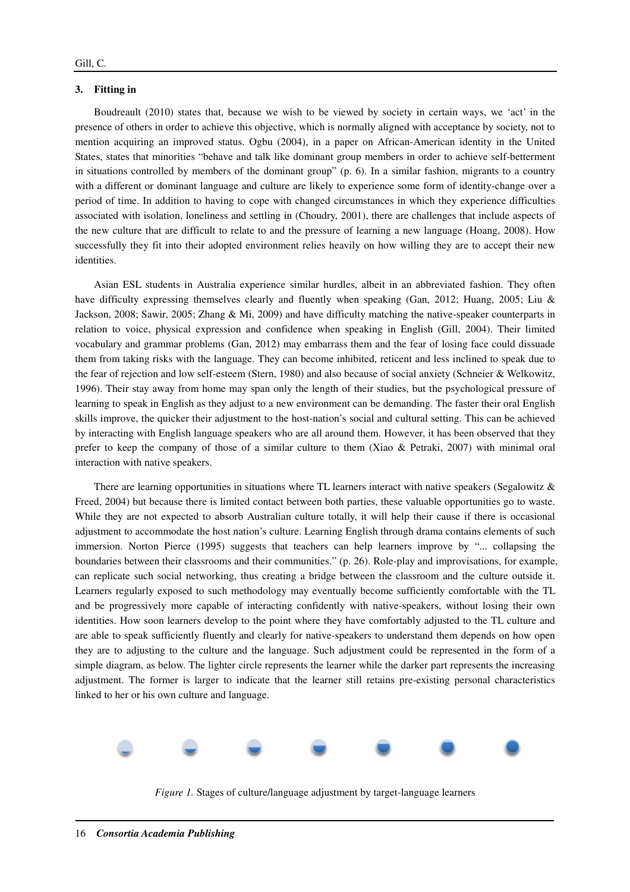## 3. Fitting in

Boudreault (2010) states that, because we wish to be viewed by society in certain ways, we 'act' in the presence of others in order to achieve this objective, which is normally aligned with acceptance by society, not to mention acquiring an improved status. Ogbu (2004), in a paper on African-American identity in the United States, states that minorities "behave and talk like dominant group members in order to achieve self-betterment in situations controlled by members of the dominant group" (p. 6). In a similar fashion, migrants to a country with a different or dominant language and culture are likely to experience some form of identity-change over a period of time. In addition to having to cope with changed circumstances in which they experience difficulties associated with isolation, loneliness and settling in (Choudry, 2001), there are challenges that include aspects of the new culture that are difficult to relate to and the pressure of learning a new language (Hoang, 2008). How successfully they fit into their adopted environment relies heavily on how willing they are to accept their new identities.

Asian ESL students in Australia experience similar hurdles, albeit in an abbreviated fashion. They often have difficulty expressing themselves clearly and fluently when speaking (Gan, 2012; Huang, 2005; Liu & Jackson, 2008; Sawir, 2005; Zhang & Mi, 2009) and have difficulty matching the native-speaker counterparts in relation to voice, physical expression and confidence when speaking in English (Gill, 2004). Their limited vocabulary and grammar problems (Gan, 2012) may embarrass them and the fear of losing face could dissuade them from taking risks with the language. They can become inhibited, reticent and less inclined to speak due to the fear of rejection and low self-esteem (Stern, 1980) and also because of social anxiety (Schneier & Welkowitz, 1996). Their stay away from home may span only the length of their studies, but the psychological pressure of learning to speak in English as they adjust to a new environment can be demanding. The faster their oral English skills improve, the quicker their adjustment to the host-nation's social and cultural setting. This can be achieved by interacting with English language speakers who are all around them. However, it has been observed that they prefer to keep the company of those of a similar culture to them (Xiao & Petraki, 2007) with minimal oral interaction with native speakers.

There are learning opportunities in situations where TL learners interact with native speakers (Segalowitz & Freed, 2004) but because there is limited contact between both parties, these valuable opportunities go to waste. While they are not expected to absorb Australian culture totally, it will help their cause if there is occasional adjustment to accommodate the host nation's culture. Learning English through drama contains elements of such immersion. Norton Pierce (1995) suggests that teachers can help learners improve by "... collapsing the boundaries between their classrooms and their communities." (p. 26). Role-play and improvisations, for example, can replicate such social networking, thus creating a bridge between the classroom and the culture outside it. Learners regularly exposed to such methodology may eventually become sufficiently comfortable with the TL and be progressively more capable of interacting confidently with native-speakers, without losing their own identities. How soon learners develop to the point where they have comfortably adjusted to the TL culture and are able to speak sufficiently fluently and clearly for native-speakers to understand them depends on how open they are to adjusting to the culture and the language. Such adjustment could be represented in the form of a simple diagram, as below. The lighter circle represents the learner while the darker part represents the increasing adjustment. The former is larger to indicate that the learner still retains pre-existing personal characteristics linked to her or his own culture and language.

*Figure 1.* Stages of culture/language adjustment by target-language learners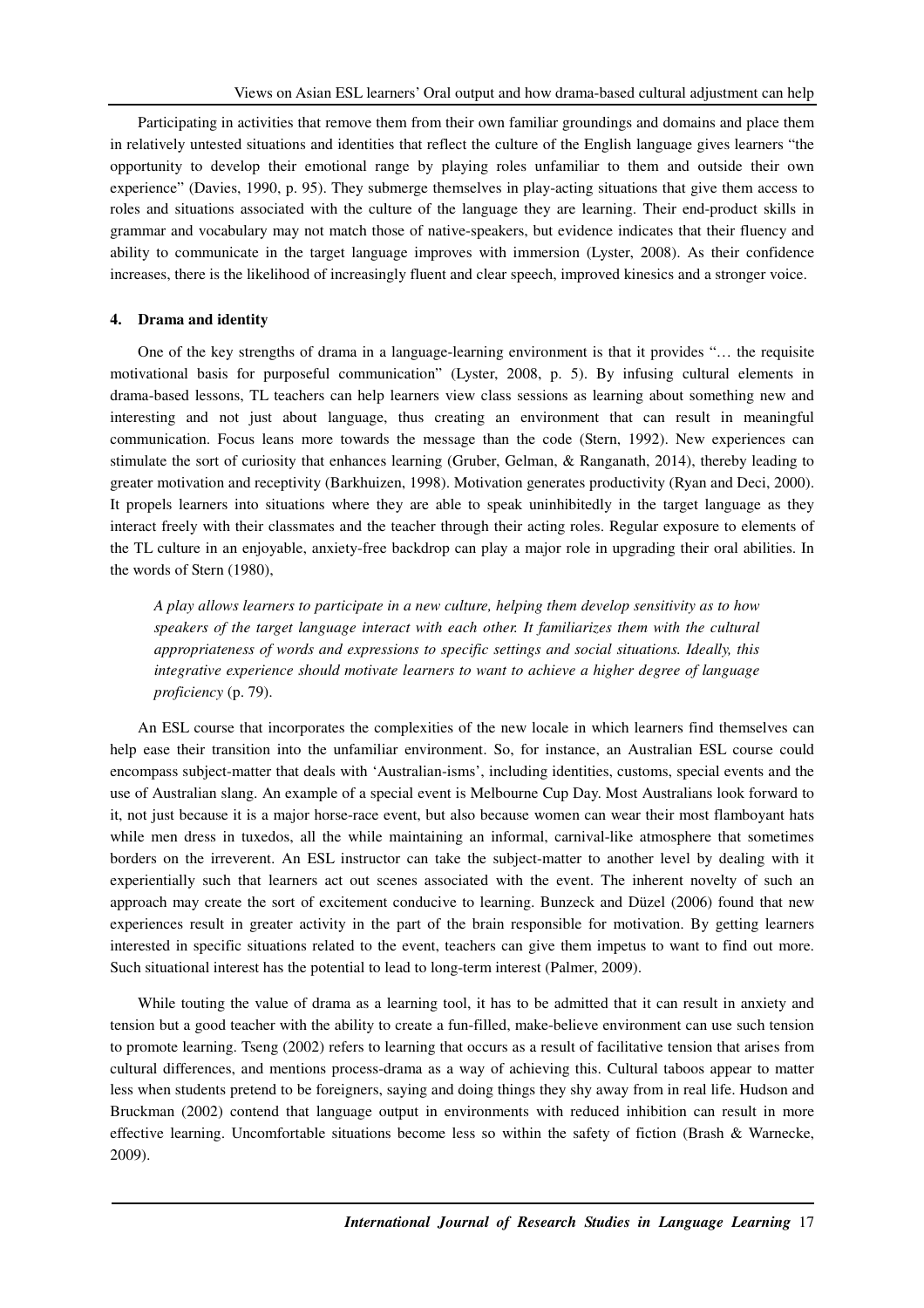Participating in activities that remove them from their own familiar groundings and domains and place them in relatively untested situations and identities that reflect the culture of the English language gives learners "the opportunity to develop their emotional range by playing roles unfamiliar to them and outside their own experience" (Davies, 1990, p. 95). They submerge themselves in play-acting situations that give them access to roles and situations associated with the culture of the language they are learning. Their end-product skills in grammar and vocabulary may not match those of native-speakers, but evidence indicates that their fluency and ability to communicate in the target language improves with immersion (Lyster, 2008). As their confidence increases, there is the likelihood of increasingly fluent and clear speech, improved kinesics and a stronger voice.

## 4. Drama and identity

One of the key strengths of drama in a language-learning environment is that it provides "… the requisite motivational basis for purposeful communication" (Lyster, 2008, p. 5). By infusing cultural elements in drama-based lessons, TL teachers can help learners view class sessions as learning about something new and interesting and not just about language, thus creating an environment that can result in meaningful communication. Focus leans more towards the message than the code (Stern, 1992). New experiences can stimulate the sort of curiosity that enhances learning (Gruber, Gelman, & Ranganath, 2014), thereby leading to greater motivation and receptivity (Barkhuizen, 1998). Motivation generates productivity (Ryan and Deci, 2000). It propels learners into situations where they are able to speak uninhibitedly in the target language as they interact freely with their classmates and the teacher through their acting roles. Regular exposure to elements of the TL culture in an enjoyable, anxiety-free backdrop can play a major role in upgrading their oral abilities. In the words of Stern (1980),

> *A play allows learners to participate in a new culture, helping them develop sensitivity as to how speakers of the target language interact with each other. It familiarizes them with the cultural appropriateness of words and expressions to specific settings and social situations. Ideally, this integrative experience should motivate learners to want to achieve a higher degree of language proficiency* (p. 79).

An ESL course that incorporates the complexities of the new locale in which learners find themselves can help ease their transition into the unfamiliar environment. So, for instance, an Australian ESL course could encompass subject-matter that deals with 'Australian-isms', including identities, customs, special events and the use of Australian slang. An example of a special event is Melbourne Cup Day. Most Australians look forward to it, not just because it is a major horse-race event, but also because women can wear their most flamboyant hats while men dress in tuxedos, all the while maintaining an informal, carnival-like atmosphere that sometimes borders on the irreverent. An ESL instructor can take the subject-matter to another level by dealing with it experientially such that learners act out scenes associated with the event. The inherent novelty of such an approach may create the sort of excitement conducive to learning. Bunzeck and Düzel (2006) found that new experiences result in greater activity in the part of the brain responsible for motivation. By getting learners interested in specific situations related to the event, teachers can give them impetus to want to find out more. Such situational interest has the potential to lead to long-term interest (Palmer, 2009).

While touting the value of drama as a learning tool, it has to be admitted that it can result in anxiety and tension but a good teacher with the ability to create a fun-filled, make-believe environment can use such tension to promote learning. Tseng (2002) refers to learning that occurs as a result of facilitative tension that arises from cultural differences, and mentions process-drama as a way of achieving this. Cultural taboos appear to matter less when students pretend to be foreigners, saying and doing things they shy away from in real life. Hudson and Bruckman (2002) contend that language output in environments with reduced inhibition can result in more effective learning. Uncomfortable situations become less so within the safety of fiction (Brash & Warnecke, 2009).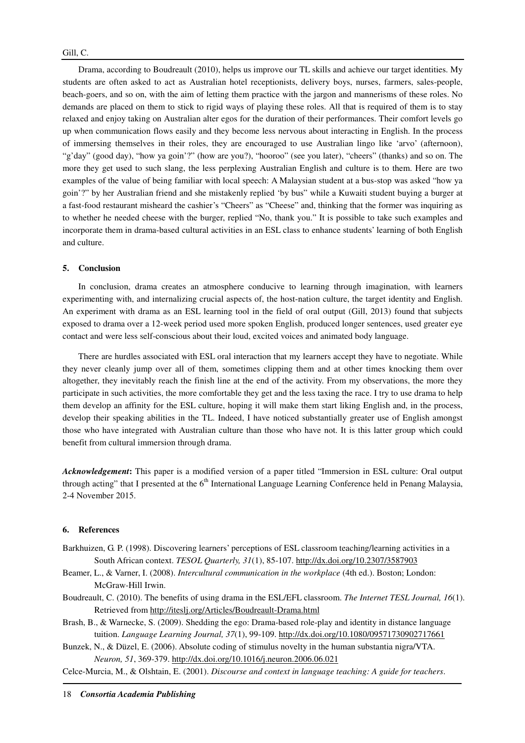Drama, according to Boudreault (2010), helps us improve our TL skills and achieve our target identities. My students are often asked to act as Australian hotel receptionists, delivery boys, nurses, farmers, sales-people, beach-goers, and so on, with the aim of letting them practice with the jargon and mannerisms of these roles. No demands are placed on them to stick to rigid ways of playing these roles. All that is required of them is to stay relaxed and enjoy taking on Australian alter egos for the duration of their performances. Their comfort levels go up when communication flows easily and they become less nervous about interacting in English. In the process of immersing themselves in their roles, they are encouraged to use Australian lingo like 'arvo' (afternoon), "g'day" (good day), "how ya goin'?" (how are you?), "hooroo" (see you later), "cheers" (thanks) and so on. The more they get used to such slang, the less perplexing Australian English and culture is to them. Here are two examples of the value of being familiar with local speech: A Malaysian student at a bus-stop was asked "how ya goin'?" by her Australian friend and she mistakenly replied 'by bus" while a Kuwaiti student buying a burger at a fast-food restaurant misheard the cashier's "Cheers" as "Cheese" and, thinking that the former was inquiring as to whether he needed cheese with the burger, replied "No, thank you." It is possible to take such examples and incorporate them in drama-based cultural activities in an ESL class to enhance students' learning of both English and culture.

## 5. Conclusion

In conclusion, drama creates an atmosphere conducive to learning through imagination, with learners experimenting with, and internalizing crucial aspects of, the host-nation culture, the target identity and English. An experiment with drama as an ESL learning tool in the field of oral output (Gill, 2013) found that subjects exposed to drama over a 12-week period used more spoken English, produced longer sentences, used greater eye contact and were less self-conscious about their loud, excited voices and animated body language.

There are hurdles associated with ESL oral interaction that my learners accept they have to negotiate. While they never cleanly jump over all of them, sometimes clipping them and at other times knocking them over altogether, they inevitably reach the finish line at the end of the activity. From my observations, the more they participate in such activities, the more comfortable they get and the less taxing the race. I try to use drama to help them develop an affinity for the ESL culture, hoping it will make them start liking English and, in the process, develop their speaking abilities in the TL. Indeed, I have noticed substantially greater use of English amongst those who have integrated with Australian culture than those who have not. It is this latter group which could benefit from cultural immersion through drama.

***Acknowledgement*:** This paper is a modified version of a paper titled "Immersion in ESL culture: Oral output through acting" that I presented at the 6th International Language Learning Conference held in Penang Malaysia, 2-4 November 2015.

## 6. References

Barkhuizen, G. P. (1998). Discovering learners' perceptions of ESL classroom teaching/learning activities in a South African context. *TESOL Quarterly, 31*(1), 85-107. http://dx.doi.org/10.2307/3587903

Beamer, L., & Varner, I. (2008). *Intercultural communication in the workplace* (4th ed.). Boston; London: McGraw-Hill Irwin.

Boudreault, C. (2010). The benefits of using drama in the ESL/EFL classroom. *The Internet TESL Journal, 16*(1). Retrieved from http://iteslj.org/Articles/Boudreault-Drama.html

Brash, B., & Warnecke, S. (2009). Shedding the ego: Drama-based role-play and identity in distance language tuition. *Language Learning Journal, 37*(1), 99-109. http://dx.doi.org/10.1080/09571730902717661

Bunzek, N., & Düzel, E. (2006). Absolute coding of stimulus novelty in the human substantia nigra/VTA. *Neuron, 51*, 369-379. http://dx.doi.org/10.1016/j.neuron.2006.06.021

Celce-Murcia, M., & Olshtain, E. (2001). *Discourse and context in language teaching: A guide for teachers*.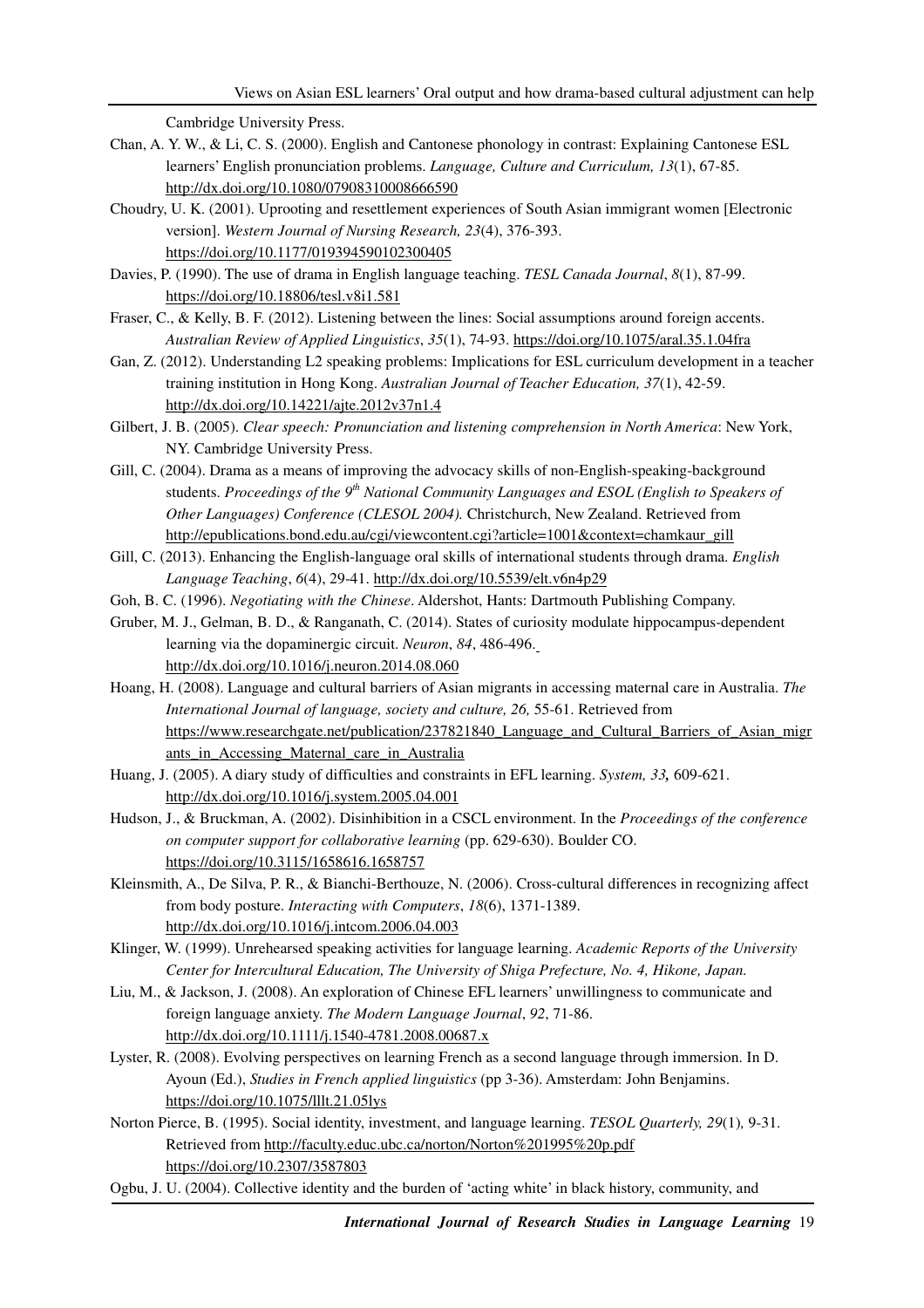Cambridge University Press.

Chan, A. Y. W., & Li, C. S. (2000). English and Cantonese phonology in contrast: Explaining Cantonese ESL learners' English pronunciation problems. *Language, Culture and Curriculum, 13*(1), 67-85. http://dx.doi.org/10.1080/07908310008666590

Choudry, U. K. (2001). Uprooting and resettlement experiences of South Asian immigrant women [Electronic version]. *Western Journal of Nursing Research, 23*(4), 376-393. https://doi.org/10.1177/019394590102300405

Davies, P. (1990). The use of drama in English language teaching. *TESL Canada Journal*, *8*(1), 87-99. https://doi.org/10.18806/tesl.v8i1.581

Fraser, C., & Kelly, B. F. (2012). Listening between the lines: Social assumptions around foreign accents. *Australian Review of Applied Linguistics*, *35*(1), 74-93. https://doi.org/10.1075/aral.35.1.04fra

Gan, Z. (2012). Understanding L2 speaking problems: Implications for ESL curriculum development in a teacher training institution in Hong Kong. *Australian Journal of Teacher Education, 37*(1), 42-59. http://dx.doi.org/10.14221/ajte.2012v37n1.4

Gilbert, J. B. (2005). *Clear speech: Pronunciation and listening comprehension in North America*: New York, NY. Cambridge University Press.

Gill, C. (2004). Drama as a means of improving the advocacy skills of non-English-speaking-background students. *Proceedings of the 9th National Community Languages and ESOL (English to Speakers of Other Languages) Conference (CLESOL 2004).* Christchurch, New Zealand. Retrieved from http://epublications.bond.edu.au/cgi/viewcontent.cgi?article=1001&context=chamkaur_gill

Gill, C. (2013). Enhancing the English-language oral skills of international students through drama. *English Language Teaching*, *6*(4), 29-41. http://dx.doi.org/10.5539/elt.v6n4p29

Goh, B. C. (1996). *Negotiating with the Chinese*. Aldershot, Hants: Dartmouth Publishing Company.

Gruber, M. J., Gelman, B. D., & Ranganath, C. (2014). States of curiosity modulate hippocampus-dependent learning via the dopaminergic circuit. *Neuron*, *84*, 486-496. http://dx.doi.org/10.1016/j.neuron.2014.08.060

Hoang, H. (2008). Language and cultural barriers of Asian migrants in accessing maternal care in Australia. *The International Journal of language, society and culture, 26,* 55-61. Retrieved from https://www.researchgate.net/publication/237821840_Language_and_Cultural_Barriers_of_Asian_migrants_in_Accessing_Maternal_care_in_Australia

Huang, J. (2005). A diary study of difficulties and constraints in EFL learning. *System, 33,* 609-621. http://dx.doi.org/10.1016/j.system.2005.04.001

Hudson, J., & Bruckman, A. (2002). Disinhibition in a CSCL environment. In the *Proceedings of the conference on computer support for collaborative learning* (pp. 629-630). Boulder CO. https://doi.org/10.3115/1658616.1658757

Kleinsmith, A., De Silva, P. R., & Bianchi-Berthouze, N. (2006). Cross-cultural differences in recognizing affect from body posture. *Interacting with Computers*, *18*(6), 1371-1389. http://dx.doi.org/10.1016/j.intcom.2006.04.003

Klinger, W. (1999). Unrehearsed speaking activities for language learning. *Academic Reports of the University Center for Intercultural Education, The University of Shiga Prefecture, No. 4, Hikone, Japan.*

Liu, M., & Jackson, J. (2008). An exploration of Chinese EFL learners' unwillingness to communicate and foreign language anxiety. *The Modern Language Journal*, *92*, 71-86. http://dx.doi.org/10.1111/j.1540-4781.2008.00687.x

Lyster, R. (2008). Evolving perspectives on learning French as a second language through immersion. In D. Ayoun (Ed.), *Studies in French applied linguistics* (pp 3-36). Amsterdam: John Benjamins. https://doi.org/10.1075/lllt.21.05lys

Norton Pierce, B. (1995). Social identity, investment, and language learning. *TESOL Quarterly, 29*(1)*,* 9-31. Retrieved from http://faculty.educ.ubc.ca/norton/Norton%201995%20p.pdf https://doi.org/10.2307/3587803

Ogbu, J. U. (2004). Collective identity and the burden of 'acting white' in black history, community, and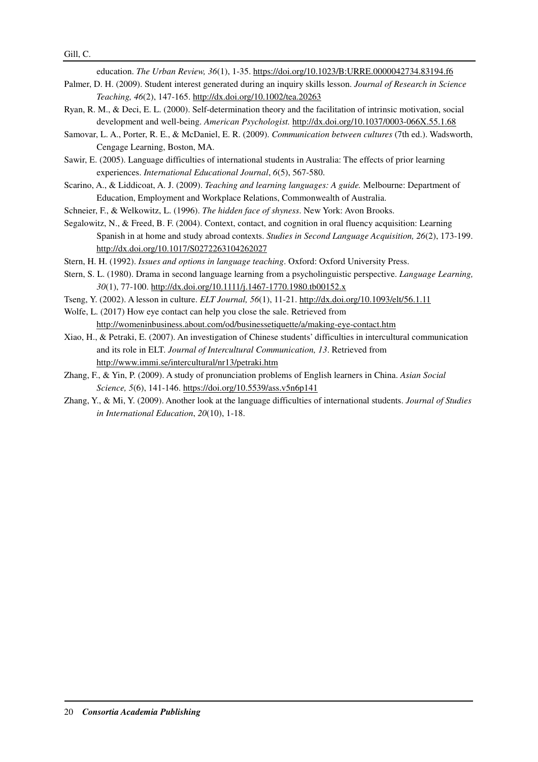education. *The Urban Review, 36*(1), 1-35. https://doi.org/10.1023/B:URRE.0000042734.83194.f6

Palmer, D. H. (2009). Student interest generated during an inquiry skills lesson. *Journal of Research in Science Teaching, 46*(2), 147-165. http://dx.doi.org/10.1002/tea.20263

Ryan, R. M., & Deci, E. L. (2000). Self-determination theory and the facilitation of intrinsic motivation, social development and well-being. *American Psychologist.* http://dx.doi.org/10.1037/0003-066X.55.1.68

Samovar, L. A., Porter, R. E., & McDaniel, E. R. (2009). *Communication between cultures* (7th ed.). Wadsworth, Cengage Learning, Boston, MA.

Sawir, E. (2005). Language difficulties of international students in Australia: The effects of prior learning experiences. *International Educational Journal*, *6*(5), 567-580.

Scarino, A., & Liddicoat, A. J. (2009). *Teaching and learning languages: A guide.* Melbourne: Department of Education, Employment and Workplace Relations, Commonwealth of Australia.

Schneier, F., & Welkowitz, L. (1996). *The hidden face of shyness*. New York: Avon Brooks.

Segalowitz, N., & Freed, B. F. (2004). Context, contact, and cognition in oral fluency acquisition: Learning Spanish in at home and study abroad contexts. *Studies in Second Language Acquisition, 26*(2), 173-199. http://dx.doi.org/10.1017/S0272263104262027

Stern, H. H. (1992). *Issues and options in language teaching*. Oxford: Oxford University Press.

Stern, S. L. (1980). Drama in second language learning from a psycholinguistic perspective. *Language Learning, 30*(1), 77-100. http://dx.doi.org/10.1111/j.1467-1770.1980.tb00152.x

Tseng, Y. (2002). A lesson in culture. *ELT Journal, 56*(1), 11-21. http://dx.doi.org/10.1093/elt/56.1.11

Wolfe, L. (2017) How eye contact can help you close the sale. Retrieved from http://womeninbusiness.about.com/od/businessetiquette/a/making-eye-contact.htm

Xiao, H., & Petraki, E. (2007). An investigation of Chinese students' difficulties in intercultural communication and its role in ELT. *Journal of Intercultural Communication, 13*. Retrieved from http://www.immi.se/intercultural/nr13/petraki.htm

Zhang, F., & Yin, P. (2009). A study of pronunciation problems of English learners in China. *Asian Social Science, 5*(6), 141-146. https://doi.org/10.5539/ass.v5n6p141

Zhang, Y., & Mi, Y. (2009). Another look at the language difficulties of international students. *Journal of Studies in International Education*, *20*(10), 1-18.